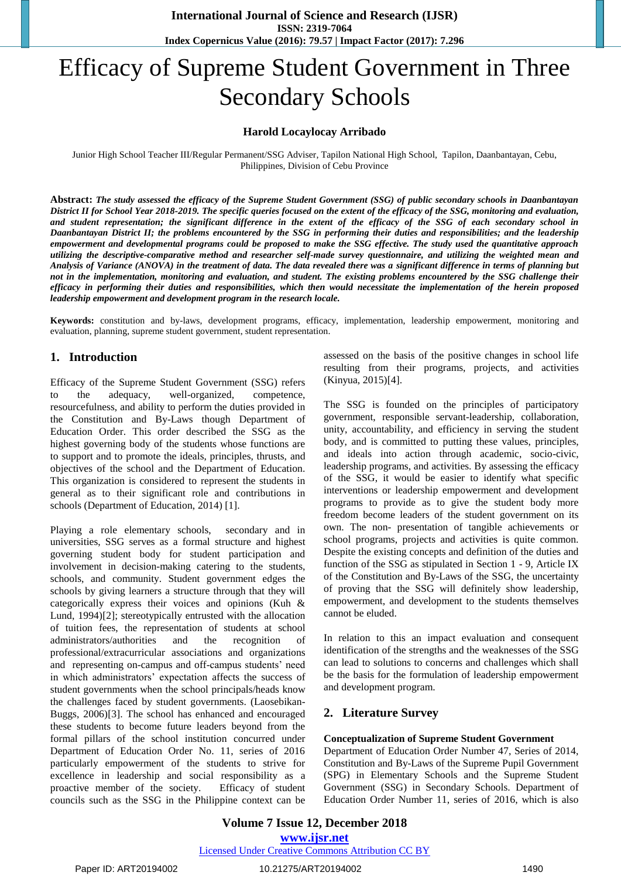# Efficacy of Supreme Student Government in Three Secondary Schools

**Harold Locaylocay Arribado**

Junior High School Teacher III/Regular Permanent/SSG Adviser, Tapilon National High School, Tapilon, Daanbantayan, Cebu, Philippines, Division of Cebu Province

**Abstract:** ***The study assessed the efficacy of the Supreme Student Government (SSG) of public secondary schools in Daanbantayan District II for School Year 2018-2019. The specific queries focused on the extent of the efficacy of the SSG, monitoring and evaluation, and student representation; the significant difference in the extent of the efficacy of the SSG of each secondary school in Daanbantayan District II; the problems encountered by the SSG in performing their duties and responsibilities; and the leadership empowerment and developmental programs could be proposed to make the SSG effective. The study used the quantitative approach utilizing the descriptive-comparative method and researcher self-made survey questionnaire, and utilizing the weighted mean and Analysis of Variance (ANOVA) in the treatment of data. The data revealed there was a significant difference in terms of planning but not in the implementation, monitoring and evaluation, and student. The existing problems encountered by the SSG challenge their efficacy in performing their duties and responsibilities, which then would necessitate the implementation of the herein proposed leadership empowerment and development program in the research locale.***

**Keywords:** constitution and by-laws, development programs, efficacy, implementation, leadership empowerment, monitoring and evaluation, planning, supreme student government, student representation.

## 1. Introduction

Efficacy of the Supreme Student Government (SSG) refers to the adequacy, well-organized, competence, resourcefulness, and ability to perform the duties provided in the Constitution and By-Laws though Department of Education Order. This order described the SSG as the highest governing body of the students whose functions are to support and to promote the ideals, principles, thrusts, and objectives of the school and the Department of Education. This organization is considered to represent the students in general as to their significant role and contributions in schools (Department of Education, 2014) [1].

Playing a role elementary schools, secondary and in universities, SSG serves as a formal structure and highest governing student body for student participation and involvement in decision-making catering to the students, schools, and community. Student government edges the schools by giving learners a structure through that they will categorically express their voices and opinions (Kuh & Lund, 1994)[2]; stereotypically entrusted with the allocation of tuition fees, the representation of students at school administrators/authorities and the recognition of professional/extracurricular associations and organizations and representing on-campus and off-campus students' need in which administrators' expectation affects the success of student governments when the school principals/heads know the challenges faced by student governments. (Laosebikan-Buggs, 2006)[3]. The school has enhanced and encouraged these students to become future leaders beyond from the formal pillars of the school institution concurred under Department of Education Order No. 11, series of 2016 particularly empowerment of the students to strive for excellence in leadership and social responsibility as a proactive member of the society. Efficacy of student councils such as the SSG in the Philippine context can be assessed on the basis of the positive changes in school life resulting from their programs, projects, and activities (Kinyua, 2015)[4].

The SSG is founded on the principles of participatory government, responsible servant-leadership, collaboration, unity, accountability, and efficiency in serving the student body, and is committed to putting these values, principles, and ideals into action through academic, socio-civic, leadership programs, and activities. By assessing the efficacy of the SSG, it would be easier to identify what specific interventions or leadership empowerment and development programs to provide as to give the student body more freedom become leaders of the student government on its own. The non- presentation of tangible achievements or school programs, projects and activities is quite common. Despite the existing concepts and definition of the duties and function of the SSG as stipulated in Section 1 - 9, Article IX of the Constitution and By-Laws of the SSG, the uncertainty of proving that the SSG will definitely show leadership, empowerment, and development to the students themselves cannot be eluded.

In relation to this an impact evaluation and consequent identification of the strengths and the weaknesses of the SSG can lead to solutions to concerns and challenges which shall be the basis for the formulation of leadership empowerment and development program.

## 2. Literature Survey

**Conceptualization of Supreme Student Government**

Department of Education Order Number 47, Series of 2014, Constitution and By-Laws of the Supreme Pupil Government (SPG) in Elementary Schools and the Supreme Student Government (SSG) in Secondary Schools. Department of Education Order Number 11, series of 2016, which is also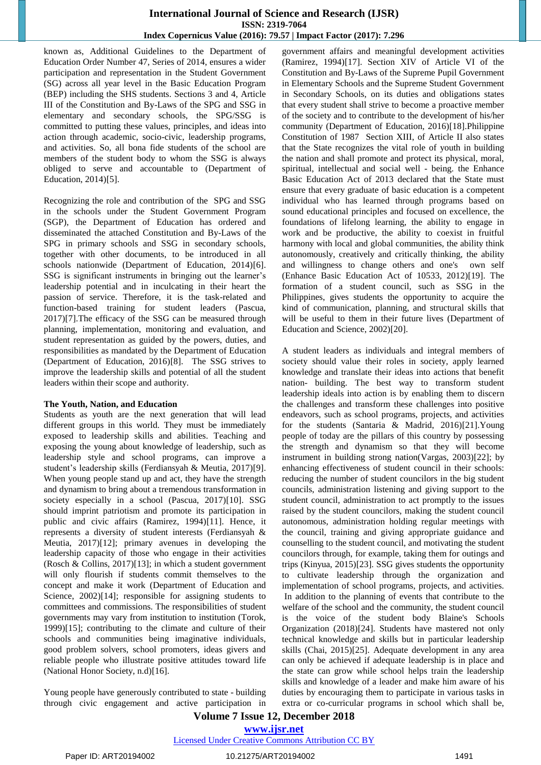known as, Additional Guidelines to the Department of Education Order Number 47, Series of 2014, ensures a wider participation and representation in the Student Government (SG) across all year level in the Basic Education Program (BEP) including the SHS students. Sections 3 and 4, Article III of the Constitution and By-Laws of the SPG and SSG in elementary and secondary schools, the SPG/SSG is committed to putting these values, principles, and ideas into action through academic, socio-civic, leadership programs, and activities. So, all bona fide students of the school are members of the student body to whom the SSG is always obliged to serve and accountable to (Department of Education, 2014)[5].

Recognizing the role and contribution of the SPG and SSG in the schools under the Student Government Program (SGP), the Department of Education has ordered and disseminated the attached Constitution and By-Laws of the SPG in primary schools and SSG in secondary schools, together with other documents, to be introduced in all schools nationwide (Department of Education, 2014)[6]. SSG is significant instruments in bringing out the learner's leadership potential and in inculcating in their heart the passion of service. Therefore, it is the task-related and function-based training for student leaders (Pascua, 2017)[7].The efficacy of the SSG can be measured through planning, implementation, monitoring and evaluation, and student representation as guided by the powers, duties, and responsibilities as mandated by the Department of Education (Department of Education, 2016)[8]. The SSG strives to improve the leadership skills and potential of all the student leaders within their scope and authority.

**The Youth, Nation, and Education**

Students as youth are the next generation that will lead different groups in this world. They must be immediately exposed to leadership skills and abilities. Teaching and exposing the young about knowledge of leadership, such as leadership style and school programs, can improve a student's leadership skills (Ferdiansyah & Meutia, 2017)[9]. When young people stand up and act, they have the strength and dynamism to bring about a tremendous transformation in society especially in a school (Pascua, 2017)[10]. SSG should imprint patriotism and promote its participation in public and civic affairs (Ramirez, 1994)[11]. Hence, it represents a diversity of student interests (Ferdiansyah & Meutia, 2017)[12]; primary avenues in developing the leadership capacity of those who engage in their activities (Rosch & Collins, 2017)[13]; in which a student government will only flourish if students commit themselves to the concept and make it work (Department of Education and Science, 2002)[14]; responsible for assigning students to committees and commissions. The responsibilities of student governments may vary from institution to institution (Torok, 1999)[15]; contributing to the climate and culture of their schools and communities being imaginative individuals, good problem solvers, school promoters, ideas givers and reliable people who illustrate positive attitudes toward life (National Honor Society, n.d)[16].

Young people have generously contributed to state - building through civic engagement and active participation in government affairs and meaningful development activities (Ramirez, 1994)[17]. Section XIV of Article VI of the Constitution and By-Laws of the Supreme Pupil Government in Elementary Schools and the Supreme Student Government in Secondary Schools, on its duties and obligations states that every student shall strive to become a proactive member of the society and to contribute to the development of his/her community (Department of Education, 2016)[18].Philippine Constitution of 1987 Section XIII, of Article II also states that the State recognizes the vital role of youth in building the nation and shall promote and protect its physical, moral, spiritual, intellectual and social well - being. the Enhance Basic Education Act of 2013 declared that the State must ensure that every graduate of basic education is a competent individual who has learned through programs based on sound educational principles and focused on excellence, the foundations of lifelong learning, the ability to engage in work and be productive, the ability to coexist in fruitful harmony with local and global communities, the ability think autonomously, creatively and critically thinking, the ability and willingness to change others and one's own self (Enhance Basic Education Act of 10533, 2012)[19]. The formation of a student council, such as SSG in the Philippines, gives students the opportunity to acquire the kind of communication, planning, and structural skills that will be useful to them in their future lives (Department of Education and Science, 2002)[20].

A student leaders as individuals and integral members of society should value their roles in society, apply learned knowledge and translate their ideas into actions that benefit nation- building. The best way to transform student leadership ideals into action is by enabling them to discern the challenges and transform these challenges into positive endeavors, such as school programs, projects, and activities for the students (Santaria & Madrid, 2016)[21].Young people of today are the pillars of this country by possessing the strength and dynamism so that they will become instrument in building strong nation(Vargas, 2003)[22]; by enhancing effectiveness of student council in their schools: reducing the number of student councilors in the big student councils, administration listening and giving support to the student council, administration to act promptly to the issues raised by the student councilors, making the student council autonomous, administration holding regular meetings with the council, training and giving appropriate guidance and counselling to the student council, and motivating the student councilors through, for example, taking them for outings and trips (Kinyua, 2015)[23]. SSG gives students the opportunity to cultivate leadership through the organization and implementation of school programs, projects, and activities. In addition to the planning of events that contribute to the welfare of the school and the community, the student council is the voice of the student body Blaine's Schools Organization (2018)[24]. Students have mastered not only technical knowledge and skills but in particular leadership skills (Chai, 2015)[25]. Adequate development in any area can only be achieved if adequate leadership is in place and the state can grow while school helps train the leadership skills and knowledge of a leader and make him aware of his duties by encouraging them to participate in various tasks in extra or co-curricular programs in school which shall be,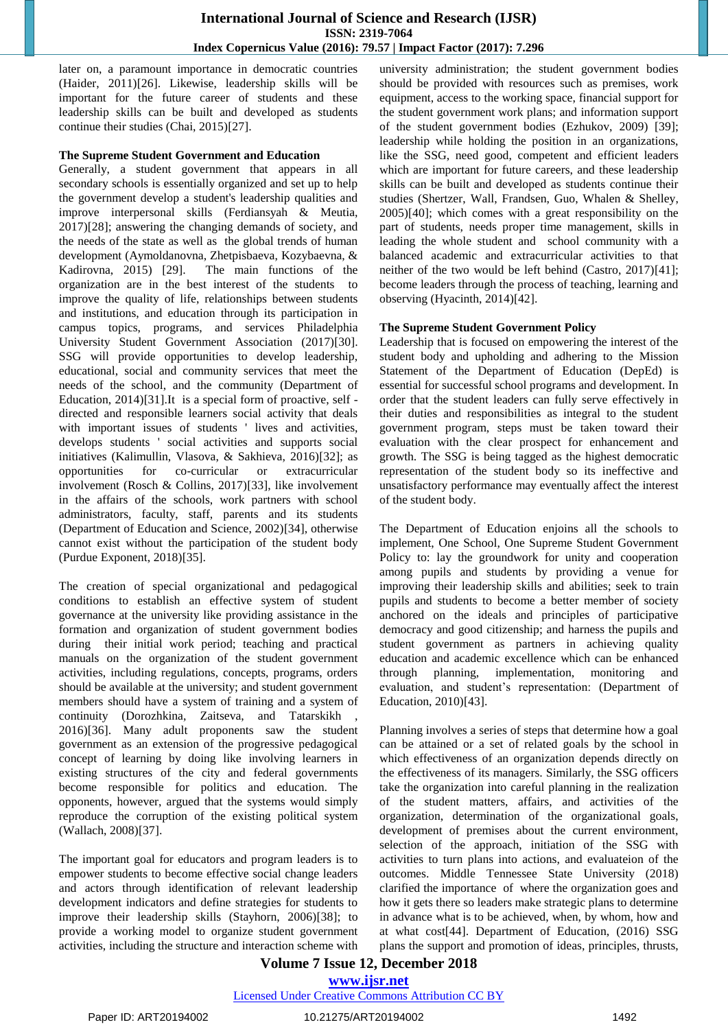later on, a paramount importance in democratic countries (Haider, 2011)[26]. Likewise, leadership skills will be important for the future career of students and these leadership skills can be built and developed as students continue their studies (Chai, 2015)[27].

**The Supreme Student Government and Education**

Generally, a student government that appears in all secondary schools is essentially organized and set up to help the government develop a student's leadership qualities and improve interpersonal skills (Ferdiansyah & Meutia, 2017)[28]; answering the changing demands of society, and the needs of the state as well as the global trends of human development (Aymoldanovna, Zhetpisbaeva, Kozybaevna, & Kadirovna, 2015) [29]. The main functions of the organization are in the best interest of the students to improve the quality of life, relationships between students and institutions, and education through its participation in campus topics, programs, and services Philadelphia University Student Government Association (2017)[30]. SSG will provide opportunities to develop leadership, educational, social and community services that meet the needs of the school, and the community (Department of Education, 2014)[31].It is a special form of proactive, self - directed and responsible learners social activity that deals with important issues of students ' lives and activities, develops students ' social activities and supports social initiatives (Kalimullin, Vlasova, & Sakhieva, 2016)[32]; as opportunities for co-curricular or extracurricular involvement (Rosch & Collins, 2017)[33], like involvement in the affairs of the schools, work partners with school administrators, faculty, staff, parents and its students (Department of Education and Science, 2002)[34], otherwise cannot exist without the participation of the student body (Purdue Exponent, 2018)[35].

The creation of special organizational and pedagogical conditions to establish an effective system of student governance at the university like providing assistance in the formation and organization of student government bodies during their initial work period; teaching and practical manuals on the organization of the student government activities, including regulations, concepts, programs, orders should be available at the university; and student government members should have a system of training and a system of continuity (Dorozhkina, Zaitseva, and Tatarskikh , 2016)[36]. Many adult proponents saw the student government as an extension of the progressive pedagogical concept of learning by doing like involving learners in existing structures of the city and federal governments become responsible for politics and education. The opponents, however, argued that the systems would simply reproduce the corruption of the existing political system (Wallach, 2008)[37].

The important goal for educators and program leaders is to empower students to become effective social change leaders and actors through identification of relevant leadership development indicators and define strategies for students to improve their leadership skills (Stayhorn, 2006)[38]; to provide a working model to organize student government activities, including the structure and interaction scheme with university administration; the student government bodies should be provided with resources such as premises, work equipment, access to the working space, financial support for the student government work plans; and information support of the student government bodies (Ezhukov, 2009) [39]; leadership while holding the position in an organizations, like the SSG, need good, competent and efficient leaders which are important for future careers, and these leadership skills can be built and developed as students continue their studies (Shertzer, Wall, Frandsen, Guo, Whalen & Shelley, 2005)[40]; which comes with a great responsibility on the part of students, needs proper time management, skills in leading the whole student and school community with a balanced academic and extracurricular activities to that neither of the two would be left behind (Castro, 2017)[41]; become leaders through the process of teaching, learning and observing (Hyacinth, 2014)[42].

**The Supreme Student Government Policy**

Leadership that is focused on empowering the interest of the student body and upholding and adhering to the Mission Statement of the Department of Education (DepEd) is essential for successful school programs and development. In order that the student leaders can fully serve effectively in their duties and responsibilities as integral to the student government program, steps must be taken toward their evaluation with the clear prospect for enhancement and growth. The SSG is being tagged as the highest democratic representation of the student body so its ineffective and unsatisfactory performance may eventually affect the interest of the student body.

The Department of Education enjoins all the schools to implement, One School, One Supreme Student Government Policy to: lay the groundwork for unity and cooperation among pupils and students by providing a venue for improving their leadership skills and abilities; seek to train pupils and students to become a better member of society anchored on the ideals and principles of participative democracy and good citizenship; and harness the pupils and student government as partners in achieving quality education and academic excellence which can be enhanced through planning, implementation, monitoring and evaluation, and student's representation: (Department of Education, 2010)[43].

Planning involves a series of steps that determine how a goal can be attained or a set of related goals by the school in which effectiveness of an organization depends directly on the effectiveness of its managers. Similarly, the SSG officers take the organization into careful planning in the realization of the student matters, affairs, and activities of the organization, determination of the organizational goals, development of premises about the current environment, selection of the approach, initiation of the SSG with activities to turn plans into actions, and evaluateion of the outcomes. Middle Tennessee State University (2018) clarified the importance of where the organization goes and how it gets there so leaders make strategic plans to determine in advance what is to be achieved, when, by whom, how and at what cost[44]. Department of Education, (2016) SSG plans the support and promotion of ideas, principles, thrusts,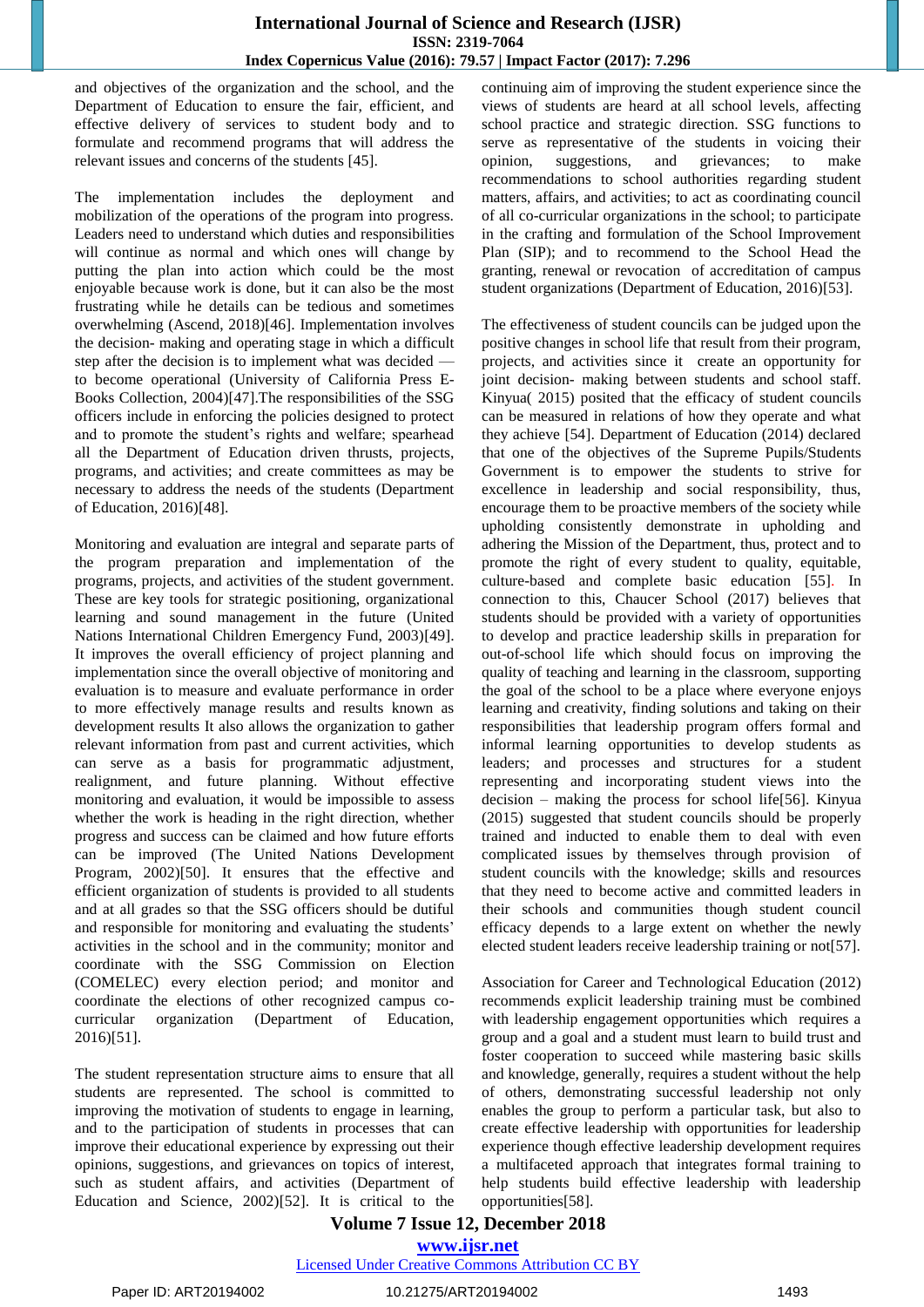and objectives of the organization and the school, and the Department of Education to ensure the fair, efficient, and effective delivery of services to student body and to formulate and recommend programs that will address the relevant issues and concerns of the students [45].

The implementation includes the deployment and mobilization of the operations of the program into progress. Leaders need to understand which duties and responsibilities will continue as normal and which ones will change by putting the plan into action which could be the most enjoyable because work is done, but it can also be the most frustrating while he details can be tedious and sometimes overwhelming (Ascend, 2018)[46]. Implementation involves the decision- making and operating stage in which a difficult step after the decision is to implement what was decided — to become operational (University of California Press E-Books Collection, 2004)[47].The responsibilities of the SSG officers include in enforcing the policies designed to protect and to promote the student's rights and welfare; spearhead all the Department of Education driven thrusts, projects, programs, and activities; and create committees as may be necessary to address the needs of the students (Department of Education, 2016)[48].

Monitoring and evaluation are integral and separate parts of the program preparation and implementation of the programs, projects, and activities of the student government. These are key tools for strategic positioning, organizational learning and sound management in the future (United Nations International Children Emergency Fund, 2003)[49]. It improves the overall efficiency of project planning and implementation since the overall objective of monitoring and evaluation is to measure and evaluate performance in order to more effectively manage results and results known as development results It also allows the organization to gather relevant information from past and current activities, which can serve as a basis for programmatic adjustment, realignment, and future planning. Without effective monitoring and evaluation, it would be impossible to assess whether the work is heading in the right direction, whether progress and success can be claimed and how future efforts can be improved (The United Nations Development Program, 2002)[50]. It ensures that the effective and efficient organization of students is provided to all students and at all grades so that the SSG officers should be dutiful and responsible for monitoring and evaluating the students' activities in the school and in the community; monitor and coordinate with the SSG Commission on Election (COMELEC) every election period; and monitor and coordinate the elections of other recognized campus co-curricular organization (Department of Education, 2016)[51].

The student representation structure aims to ensure that all students are represented. The school is committed to improving the motivation of students to engage in learning, and to the participation of students in processes that can improve their educational experience by expressing out their opinions, suggestions, and grievances on topics of interest, such as student affairs, and activities (Department of Education and Science, 2002)[52]. It is critical to the continuing aim of improving the student experience since the views of students are heard at all school levels, affecting school practice and strategic direction. SSG functions to serve as representative of the students in voicing their opinion, suggestions, and grievances; to make recommendations to school authorities regarding student matters, affairs, and activities; to act as coordinating council of all co-curricular organizations in the school; to participate in the crafting and formulation of the School Improvement Plan (SIP); and to recommend to the School Head the granting, renewal or revocation of accreditation of campus student organizations (Department of Education, 2016)[53].

The effectiveness of student councils can be judged upon the positive changes in school life that result from their program, projects, and activities since it create an opportunity for joint decision- making between students and school staff. Kinyua( 2015) posited that the efficacy of student councils can be measured in relations of how they operate and what they achieve [54]. Department of Education (2014) declared that one of the objectives of the Supreme Pupils/Students Government is to empower the students to strive for excellence in leadership and social responsibility, thus, encourage them to be proactive members of the society while upholding consistently demonstrate in upholding and adhering the Mission of the Department, thus, protect and to promote the right of every student to quality, equitable, culture-based and complete basic education [55]. In connection to this, Chaucer School (2017) believes that students should be provided with a variety of opportunities to develop and practice leadership skills in preparation for out-of-school life which should focus on improving the quality of teaching and learning in the classroom, supporting the goal of the school to be a place where everyone enjoys learning and creativity, finding solutions and taking on their responsibilities that leadership program offers formal and informal learning opportunities to develop students as leaders; and processes and structures for a student representing and incorporating student views into the decision – making the process for school life[56]. Kinyua (2015) suggested that student councils should be properly trained and inducted to enable them to deal with even complicated issues by themselves through provision of student councils with the knowledge; skills and resources that they need to become active and committed leaders in their schools and communities though student council efficacy depends to a large extent on whether the newly elected student leaders receive leadership training or not[57].

Association for Career and Technological Education (2012) recommends explicit leadership training must be combined with leadership engagement opportunities which requires a group and a goal and a student must learn to build trust and foster cooperation to succeed while mastering basic skills and knowledge, generally, requires a student without the help of others, demonstrating successful leadership not only enables the group to perform a particular task, but also to create effective leadership with opportunities for leadership experience though effective leadership development requires a multifaceted approach that integrates formal training to help students build effective leadership with leadership opportunities[58].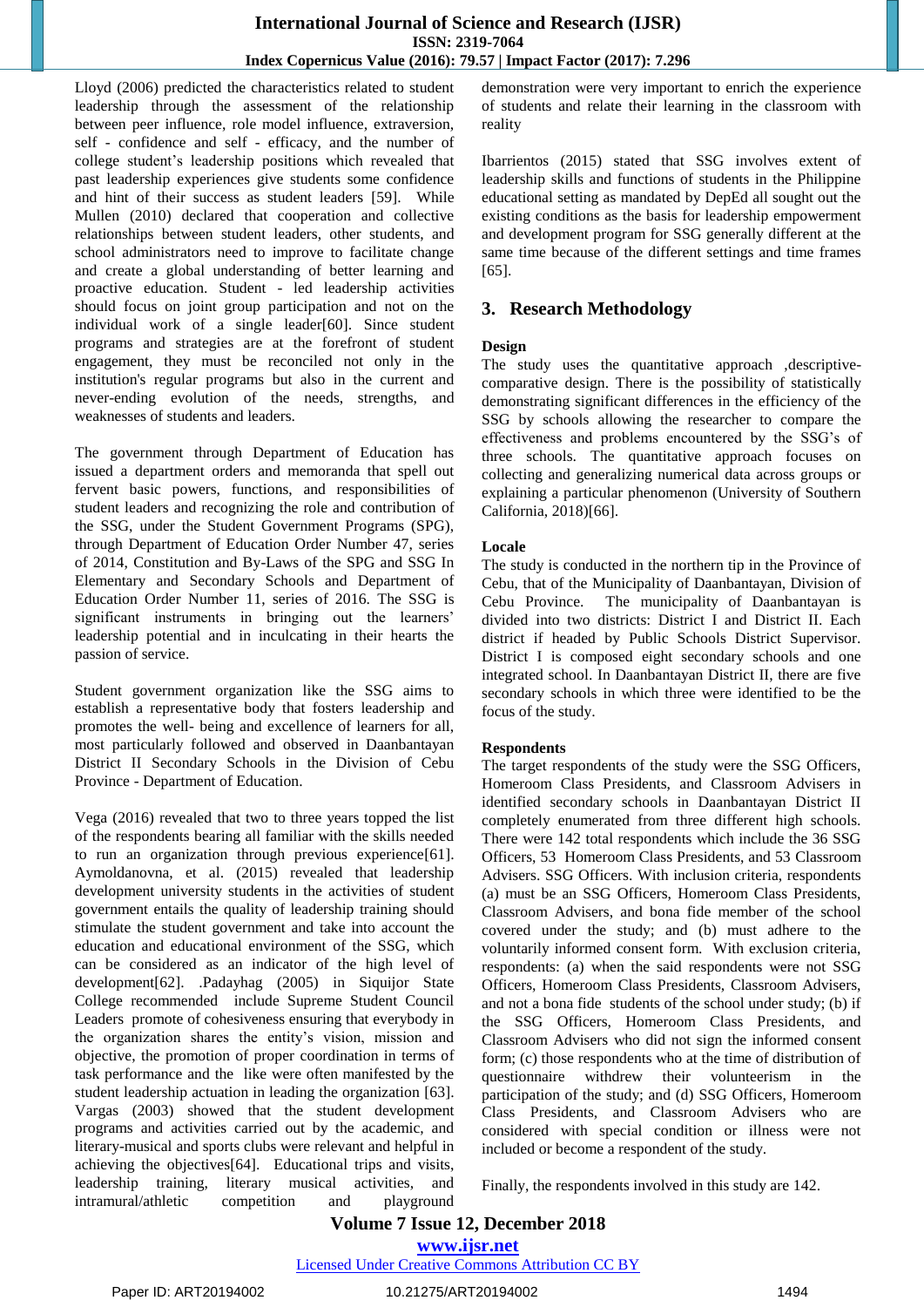Lloyd (2006) predicted the characteristics related to student leadership through the assessment of the relationship between peer influence, role model influence, extraversion, self - confidence and self - efficacy, and the number of college student's leadership positions which revealed that past leadership experiences give students some confidence and hint of their success as student leaders [59]. While Mullen (2010) declared that cooperation and collective relationships between student leaders, other students, and school administrators need to improve to facilitate change and create a global understanding of better learning and proactive education. Student - led leadership activities should focus on joint group participation and not on the individual work of a single leader[60]. Since student programs and strategies are at the forefront of student engagement, they must be reconciled not only in the institution's regular programs but also in the current and never-ending evolution of the needs, strengths, and weaknesses of students and leaders.

The government through Department of Education has issued a department orders and memoranda that spell out fervent basic powers, functions, and responsibilities of student leaders and recognizing the role and contribution of the SSG, under the Student Government Programs (SPG), through Department of Education Order Number 47, series of 2014, Constitution and By-Laws of the SPG and SSG In Elementary and Secondary Schools and Department of Education Order Number 11, series of 2016. The SSG is significant instruments in bringing out the learners' leadership potential and in inculcating in their hearts the passion of service.

Student government organization like the SSG aims to establish a representative body that fosters leadership and promotes the well- being and excellence of learners for all, most particularly followed and observed in Daanbantayan District II Secondary Schools in the Division of Cebu Province - Department of Education.

Vega (2016) revealed that two to three years topped the list of the respondents bearing all familiar with the skills needed to run an organization through previous experience[61]. Aymoldanovna, et al. (2015) revealed that leadership development university students in the activities of student government entails the quality of leadership training should stimulate the student government and take into account the education and educational environment of the SSG, which can be considered as an indicator of the high level of development[62]. .Padayhag (2005) in Siquijor State College recommended include Supreme Student Council Leaders promote of cohesiveness ensuring that everybody in the organization shares the entity's vision, mission and objective, the promotion of proper coordination in terms of task performance and the like were often manifested by the student leadership actuation in leading the organization [63]. Vargas (2003) showed that the student development programs and activities carried out by the academic, and literary-musical and sports clubs were relevant and helpful in achieving the objectives[64]. Educational trips and visits, leadership training, literary musical activities, and intramural/athletic competition and playground demonstration were very important to enrich the experience of students and relate their learning in the classroom with reality

Ibarrientos (2015) stated that SSG involves extent of leadership skills and functions of students in the Philippine educational setting as mandated by DepEd all sought out the existing conditions as the basis for leadership empowerment and development program for SSG generally different at the same time because of the different settings and time frames [65].

## 3. Research Methodology

**Design**

The study uses the quantitative approach ,descriptive-comparative design. There is the possibility of statistically demonstrating significant differences in the efficiency of the SSG by schools allowing the researcher to compare the effectiveness and problems encountered by the SSG's of three schools. The quantitative approach focuses on collecting and generalizing numerical data across groups or explaining a particular phenomenon (University of Southern California, 2018)[66].

**Locale**

The study is conducted in the northern tip in the Province of Cebu, that of the Municipality of Daanbantayan, Division of Cebu Province. The municipality of Daanbantayan is divided into two districts: District I and District II. Each district if headed by Public Schools District Supervisor. District I is composed eight secondary schools and one integrated school. In Daanbantayan District II, there are five secondary schools in which three were identified to be the focus of the study.

**Respondents**

The target respondents of the study were the SSG Officers, Homeroom Class Presidents, and Classroom Advisers in identified secondary schools in Daanbantayan District II completely enumerated from three different high schools. There were 142 total respondents which include the 36 SSG Officers, 53 Homeroom Class Presidents, and 53 Classroom Advisers. SSG Officers. With inclusion criteria, respondents (a) must be an SSG Officers, Homeroom Class Presidents, Classroom Advisers, and bona fide member of the school covered under the study; and (b) must adhere to the voluntarily informed consent form. With exclusion criteria, respondents: (a) when the said respondents were not SSG Officers, Homeroom Class Presidents, Classroom Advisers, and not a bona fide students of the school under study; (b) if the SSG Officers, Homeroom Class Presidents, and Classroom Advisers who did not sign the informed consent form; (c) those respondents who at the time of distribution of questionnaire withdrew their volunteerism in the participation of the study; and (d) SSG Officers, Homeroom Class Presidents, and Classroom Advisers who are considered with special condition or illness were not included or become a respondent of the study.

Finally, the respondents involved in this study are 142.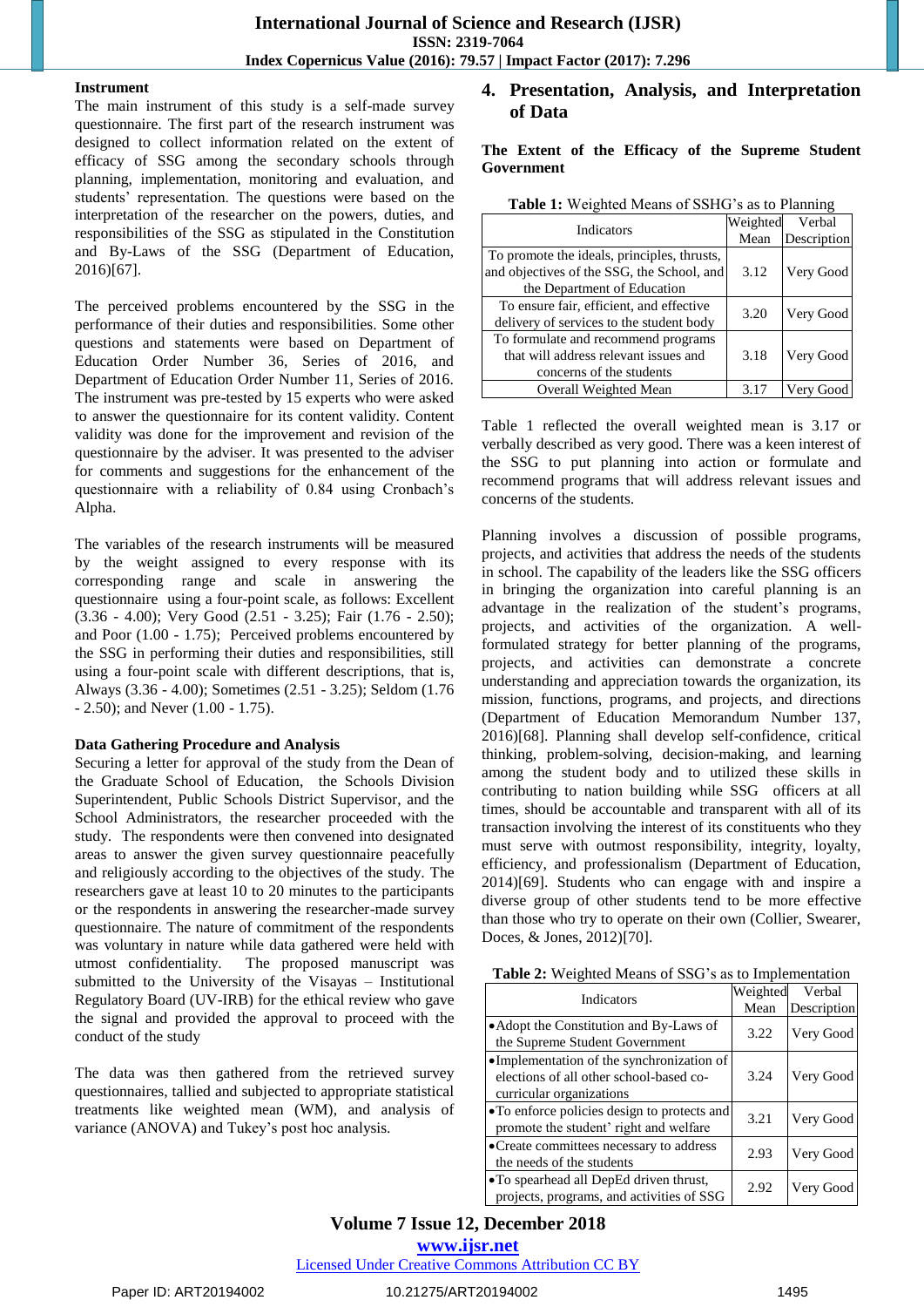### Instrument

The main instrument of this study is a self-made survey questionnaire. The first part of the research instrument was designed to collect information related on the extent of efficacy of SSG among the secondary schools through planning, implementation, monitoring and evaluation, and students' representation. The questions were based on the interpretation of the researcher on the powers, duties, and responsibilities of the SSG as stipulated in the Constitution and By-Laws of the SSG (Department of Education, 2016)[67].

The perceived problems encountered by the SSG in the performance of their duties and responsibilities. Some other questions and statements were based on Department of Education Order Number 36, Series of 2016, and Department of Education Order Number 11, Series of 2016. The instrument was pre-tested by 15 experts who were asked to answer the questionnaire for its content validity. Content validity was done for the improvement and revision of the questionnaire by the adviser. It was presented to the adviser for comments and suggestions for the enhancement of the questionnaire with a reliability of 0.84 using Cronbach's Alpha.

The variables of the research instruments will be measured by the weight assigned to every response with its corresponding range and scale in answering the questionnaire using a four-point scale, as follows: Excellent (3.36 - 4.00); Very Good (2.51 - 3.25); Fair (1.76 - 2.50); and Poor (1.00 - 1.75); Perceived problems encountered by the SSG in performing their duties and responsibilities, still using a four-point scale with different descriptions, that is, Always (3.36 - 4.00); Sometimes (2.51 - 3.25); Seldom (1.76 - 2.50); and Never (1.00 - 1.75).

### Data Gathering Procedure and Analysis

Securing a letter for approval of the study from the Dean of the Graduate School of Education, the Schools Division Superintendent, Public Schools District Supervisor, and the School Administrators, the researcher proceeded with the study. The respondents were then convened into designated areas to answer the given survey questionnaire peacefully and religiously according to the objectives of the study. The researchers gave at least 10 to 20 minutes to the participants or the respondents in answering the researcher-made survey questionnaire. The nature of commitment of the respondents was voluntary in nature while data gathered were held with utmost confidentiality. The proposed manuscript was submitted to the University of the Visayas – Institutional Regulatory Board (UV-IRB) for the ethical review who gave the signal and provided the approval to proceed with the conduct of the study

The data was then gathered from the retrieved survey questionnaires, tallied and subjected to appropriate statistical treatments like weighted mean (WM), and analysis of variance (ANOVA) and Tukey's post hoc analysis.

## 4. Presentation, Analysis, and Interpretation of Data

### The Extent of the Efficacy of the Supreme Student Government

**Table 1:** Weighted Means of SSHG's as to Planning

| Indicators | Weighted Mean | Verbal Description |
|---|---|---|
| To promote the ideals, principles, thrusts, and objectives of the SSG, the School, and the Department of Education | 3.12 | Very Good |
| To ensure fair, efficient, and effective delivery of services to the student body | 3.20 | Very Good |
| To formulate and recommend programs that will address relevant issues and concerns of the students | 3.18 | Very Good |
| Overall Weighted Mean | 3.17 | Very Good |

Table 1 reflected the overall weighted mean is 3.17 or verbally described as very good. There was a keen interest of the SSG to put planning into action or formulate and recommend programs that will address relevant issues and concerns of the students.

Planning involves a discussion of possible programs, projects, and activities that address the needs of the students in school. The capability of the leaders like the SSG officers in bringing the organization into careful planning is an advantage in the realization of the student's programs, projects, and activities of the organization. A well-formulated strategy for better planning of the programs, projects, and activities can demonstrate a concrete understanding and appreciation towards the organization, its mission, functions, programs, and projects, and directions (Department of Education Memorandum Number 137, 2016)[68]. Planning shall develop self-confidence, critical thinking, problem-solving, decision-making, and learning among the student body and to utilized these skills in contributing to nation building while SSG officers at all times, should be accountable and transparent with all of its transaction involving the interest of its constituents who they must serve with outmost responsibility, integrity, loyalty, efficiency, and professionalism (Department of Education, 2014)[69]. Students who can engage with and inspire a diverse group of other students tend to be more effective than those who try to operate on their own (Collier, Swearer, Doces, & Jones, 2012)[70].

**Table 2:** Weighted Means of SSG's as to Implementation

| Indicators | Weighted Mean | Verbal Description |
|---|---|---|
| • Adopt the Constitution and By-Laws of the Supreme Student Government | 3.22 | Very Good |
| • Implementation of the synchronization of elections of all other school-based co-curricular organizations | 3.24 | Very Good |
| • To enforce policies design to protects and promote the student' right and welfare | 3.21 | Very Good |
| • Create committees necessary to address the needs of the students | 2.93 | Very Good |
| • To spearhead all DepEd driven thrust, projects, programs, and activities of SSG | 2.92 | Very Good |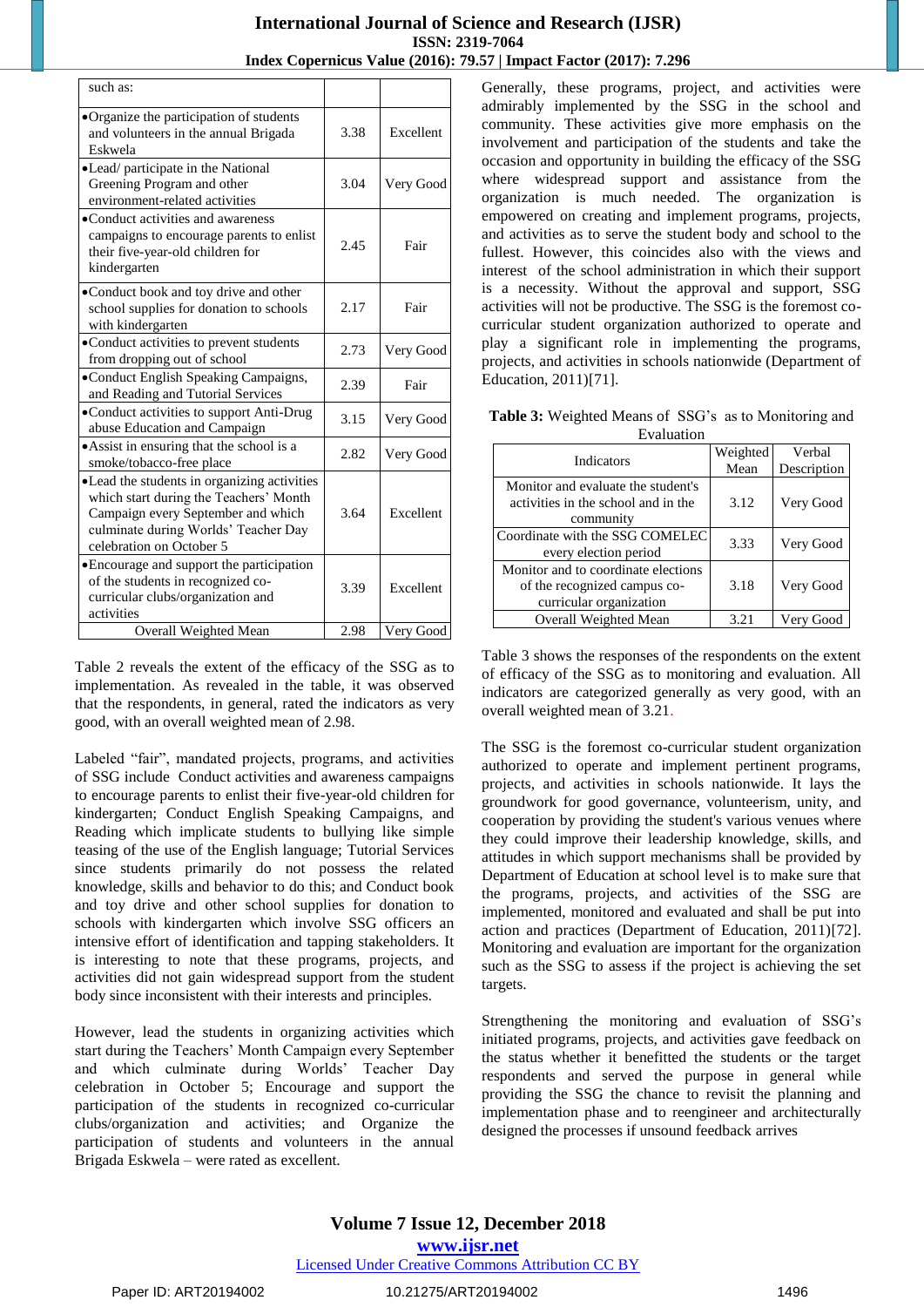| such as: | | |
|---|---|---|
| • Organize the participation of students and volunteers in the annual Brigada Eskwela | 3.38 | Excellent |
| • Lead/ participate in the National Greening Program and other environment-related activities | 3.04 | Very Good |
| • Conduct activities and awareness campaigns to encourage parents to enlist their five-year-old children for kindergarten | 2.45 | Fair |
| • Conduct book and toy drive and other school supplies for donation to schools with kindergarten | 2.17 | Fair |
| • Conduct activities to prevent students from dropping out of school | 2.73 | Very Good |
| • Conduct English Speaking Campaigns, and Reading and Tutorial Services | 2.39 | Fair |
| • Conduct activities to support Anti-Drug abuse Education and Campaign | 3.15 | Very Good |
| • Assist in ensuring that the school is a smoke/tobacco-free place | 2.82 | Very Good |
| • Lead the students in organizing activities which start during the Teachers' Month Campaign every September and which culminate during Worlds' Teacher Day celebration on October 5 | 3.64 | Excellent |
| • Encourage and support the participation of the students in recognized co-curricular clubs/organization and activities | 3.39 | Excellent |
| Overall Weighted Mean | 2.98 | Very Good |

Table 2 reveals the extent of the efficacy of the SSG as to implementation. As revealed in the table, it was observed that the respondents, in general, rated the indicators as very good, with an overall weighted mean of 2.98.

Labeled "fair", mandated projects, programs, and activities of SSG include Conduct activities and awareness campaigns to encourage parents to enlist their five-year-old children for kindergarten; Conduct English Speaking Campaigns, and Reading which implicate students to bullying like simple teasing of the use of the English language; Tutorial Services since students primarily do not possess the related knowledge, skills and behavior to do this; and Conduct book and toy drive and other school supplies for donation to schools with kindergarten which involve SSG officers an intensive effort of identification and tapping stakeholders. It is interesting to note that these programs, projects, and activities did not gain widespread support from the student body since inconsistent with their interests and principles.

However, lead the students in organizing activities which start during the Teachers' Month Campaign every September and which culminate during Worlds' Teacher Day celebration in October 5; Encourage and support the participation of the students in recognized co-curricular clubs/organization and activities; and Organize the participation of students and volunteers in the annual Brigada Eskwela – were rated as excellent.

Generally, these programs, project, and activities were admirably implemented by the SSG in the school and community. These activities give more emphasis on the involvement and participation of the students and take the occasion and opportunity in building the efficacy of the SSG where widespread support and assistance from the organization is much needed. The organization is empowered on creating and implement programs, projects, and activities as to serve the student body and school to the fullest. However, this coincides also with the views and interest of the school administration in which their support is a necessity. Without the approval and support, SSG activities will not be productive. The SSG is the foremost co-curricular student organization authorized to operate and play a significant role in implementing the programs, projects, and activities in schools nationwide (Department of Education, 2011)[71].

**Table 3:** Weighted Means of SSG's as to Monitoring and Evaluation

| Indicators | Weighted Mean | Verbal Description |
|---|---|---|
| Monitor and evaluate the student's activities in the school and in the community | 3.12 | Very Good |
| Coordinate with the SSG COMELEC every election period | 3.33 | Very Good |
| Monitor and to coordinate elections of the recognized campus co-curricular organization | 3.18 | Very Good |
| Overall Weighted Mean | 3.21 | Very Good |

Table 3 shows the responses of the respondents on the extent of efficacy of the SSG as to monitoring and evaluation. All indicators are categorized generally as very good, with an overall weighted mean of 3.21.

The SSG is the foremost co-curricular student organization authorized to operate and implement pertinent programs, projects, and activities in schools nationwide. It lays the groundwork for good governance, volunteerism, unity, and cooperation by providing the student's various venues where they could improve their leadership knowledge, skills, and attitudes in which support mechanisms shall be provided by Department of Education at school level is to make sure that the programs, projects, and activities of the SSG are implemented, monitored and evaluated and shall be put into action and practices (Department of Education, 2011)[72]. Monitoring and evaluation are important for the organization such as the SSG to assess if the project is achieving the set targets.

Strengthening the monitoring and evaluation of SSG's initiated programs, projects, and activities gave feedback on the status whether it benefitted the students or the target respondents and served the purpose in general while providing the SSG the chance to revisit the planning and implementation phase and to reengineer and architecturally designed the processes if unsound feedback arrives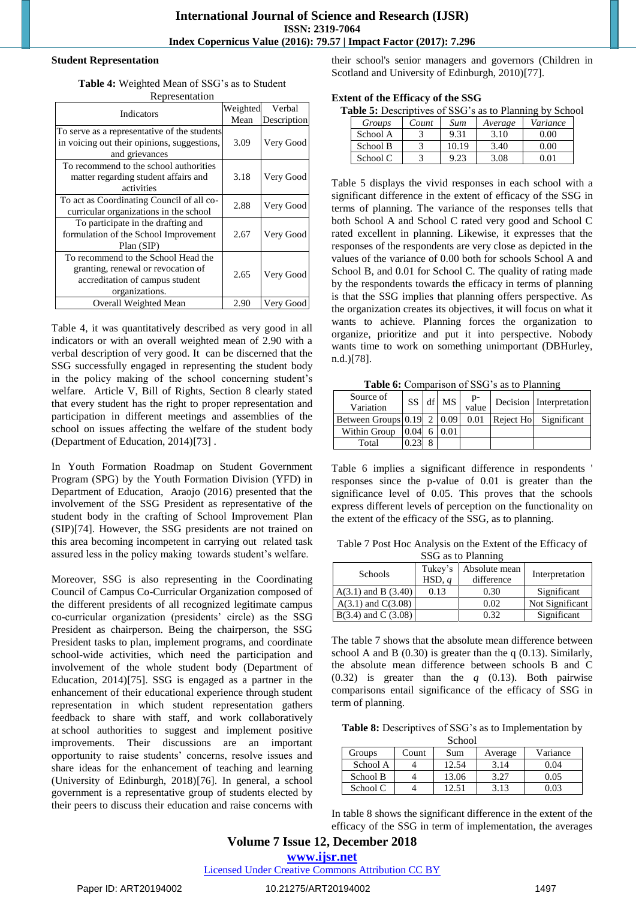**Student Representation**

**Table 4:** Weighted Mean of SSG's as to Student Representation

| Indicators | Weighted Mean | Verbal Description |
|---|---|---|
| To serve as a representative of the students in voicing out their opinions, suggestions, and grievances | 3.09 | Very Good |
| To recommend to the school authorities matter regarding student affairs and activities | 3.18 | Very Good |
| To act as Coordinating Council of all co-curricular organizations in the school | 2.88 | Very Good |
| To participate in the drafting and formulation of the School Improvement Plan (SIP) | 2.67 | Very Good |
| To recommend to the School Head the granting, renewal or revocation of accreditation of campus student organizations. | 2.65 | Very Good |
| Overall Weighted Mean | 2.90 | Very Good |

Table 4, it was quantitatively described as very good in all indicators or with an overall weighted mean of 2.90 with a verbal description of very good. It can be discerned that the SSG successfully engaged in representing the student body in the policy making of the school concerning student's welfare. Article V, Bill of Rights, Section 8 clearly stated that every student has the right to proper representation and participation in different meetings and assemblies of the school on issues affecting the welfare of the student body (Department of Education, 2014)[73] .

In Youth Formation Roadmap on Student Government Program (SPG) by the Youth Formation Division (YFD) in Department of Education, Araojo (2016) presented that the involvement of the SSG President as representative of the student body in the crafting of School Improvement Plan (SIP)[74]. However, the SSG presidents are not trained on this area becoming incompetent in carrying out related task assured less in the policy making towards student's welfare.

Moreover, SSG is also representing in the Coordinating Council of Campus Co-Curricular Organization composed of the different presidents of all recognized legitimate campus co-curricular organization (presidents' circle) as the SSG President as chairperson. Being the chairperson, the SSG President tasks to plan, implement programs, and coordinate school-wide activities, which need the participation and involvement of the whole student body (Department of Education, 2014)[75]. SSG is engaged as a partner in the enhancement of their educational experience through student representation in which student representation gathers feedback to share with staff, and work collaboratively at school authorities to suggest and implement positive improvements. Their discussions are an important opportunity to raise students' concerns, resolve issues and share ideas for the enhancement of teaching and learning (University of Edinburgh, 2018)[76]. In general, a school government is a representative group of students elected by their peers to discuss their education and raise concerns with their school's senior managers and governors (Children in Scotland and University of Edinburgh, 2010)[77].

**Extent of the Efficacy of the SSG**

**Table 5:** Descriptives of SSG's as to Planning by School

| *Groups* | *Count* | *Sum* | *Average* | *Variance* |
|---|---|---|---|---|
| School A | 3 | 9.31 | 3.10 | 0.00 |
| School B | 3 | 10.19 | 3.40 | 0.00 |
| School C | 3 | 9.23 | 3.08 | 0.01 |

Table 5 displays the vivid responses in each school with a significant difference in the extent of efficacy of the SSG in terms of planning. The variance of the responses tells that both School A and School C rated very good and School C rated excellent in planning. Likewise, it expresses that the responses of the respondents are very close as depicted in the values of the variance of 0.00 both for schools School A and School B, and 0.01 for School C. The quality of rating made by the respondents towards the efficacy in terms of planning is that the SSG implies that planning offers perspective. As the organization creates its objectives, it will focus on what it wants to achieve. Planning forces the organization to organize, prioritize and put it into perspective. Nobody wants time to work on something unimportant (DBHurley, n.d.)[78].

**Table 6:** Comparison of SSG's as to Planning

| Source of Variation | SS | df | MS | p-value | Decision | Interpretation |
|---|---|---|---|---|---|---|
| Between Groups | 0.19 | 2 | 0.09 | 0.01 | Reject Ho | Significant |
| Within Group | 0.04 | 6 | 0.01 | | | |
| Total | 0.23 | 8 | | | | |

Table 6 implies a significant difference in respondents ' responses since the p-value of 0.01 is greater than the significance level of 0.05. This proves that the schools express different levels of perception on the functionality on the extent of the efficacy of the SSG, as to planning.

Table 7 Post Hoc Analysis on the Extent of the Efficacy of SSG as to Planning

| Schools | Tukey's HSD, *q* | Absolute mean difference | Interpretation |
|---|---|---|---|
| A(3.1) and B (3.40) | 0.13 | 0.30 | Significant |
| A(3.1) and C(3.08) | | 0.02 | Not Significant |
| B(3.4) and C (3.08) | | 0.32 | Significant |

The table 7 shows that the absolute mean difference between school A and B (0.30) is greater than the q (0.13). Similarly, the absolute mean difference between schools B and C (0.32) is greater than the *q* (0.13). Both pairwise comparisons entail significance of the efficacy of SSG in term of planning.

**Table 8:** Descriptives of SSG's as to Implementation by School

| Groups | Count | Sum | Average | Variance |
|---|---|---|---|---|
| School A | 4 | 12.54 | 3.14 | 0.04 |
| School B | 4 | 13.06 | 3.27 | 0.05 |
| School C | 4 | 12.51 | 3.13 | 0.03 |

In table 8 shows the significant difference in the extent of the efficacy of the SSG in term of implementation, the averages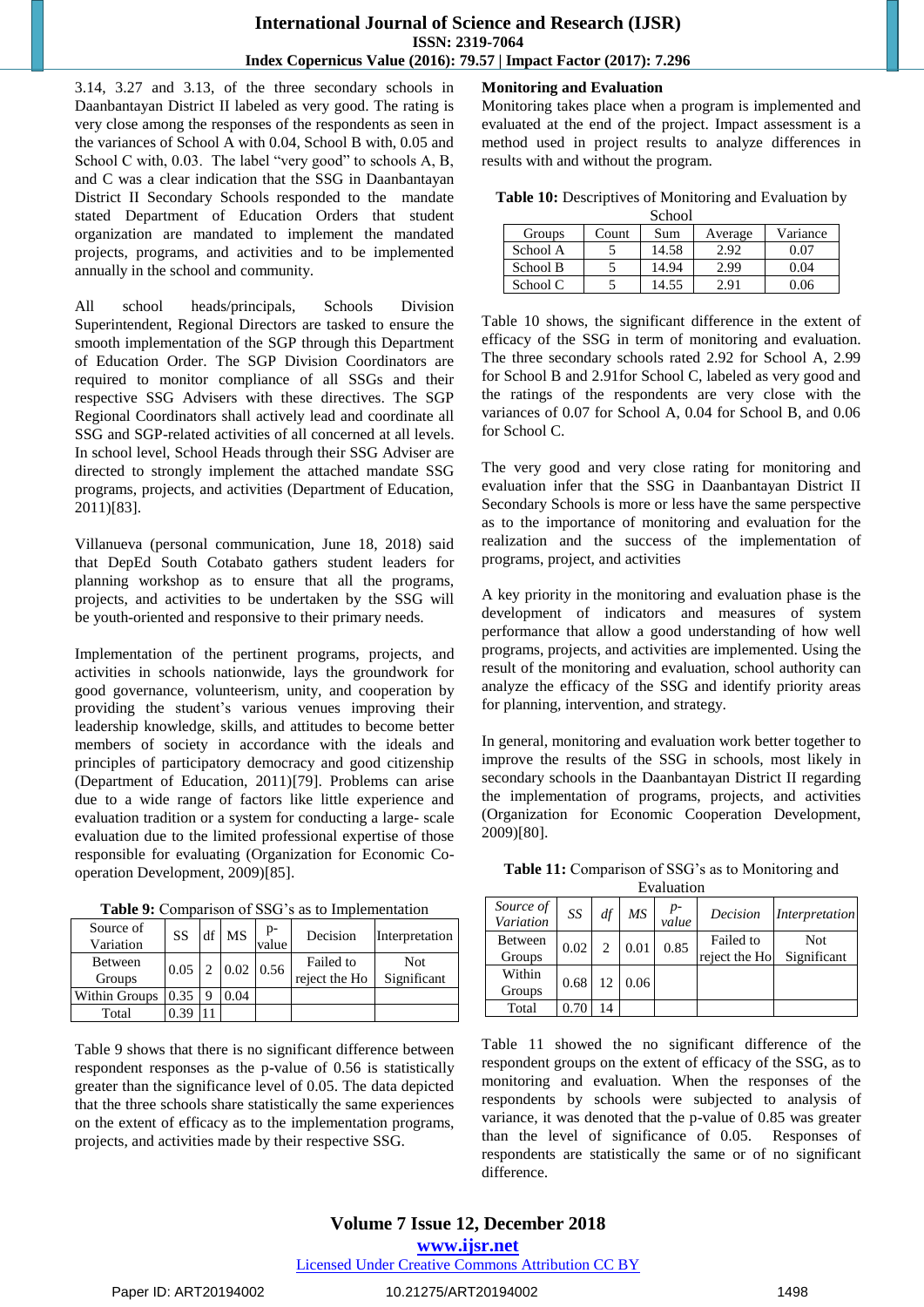3.14, 3.27 and 3.13, of the three secondary schools in Daanbantayan District II labeled as very good. The rating is very close among the responses of the respondents as seen in the variances of School A with 0.04, School B with, 0.05 and School C with, 0.03. The label "very good" to schools A, B, and C was a clear indication that the SSG in Daanbantayan District II Secondary Schools responded to the mandate stated Department of Education Orders that student organization are mandated to implement the mandated projects, programs, and activities and to be implemented annually in the school and community.

All school heads/principals, Schools Division Superintendent, Regional Directors are tasked to ensure the smooth implementation of the SGP through this Department of Education Order. The SGP Division Coordinators are required to monitor compliance of all SSGs and their respective SSG Advisers with these directives. The SGP Regional Coordinators shall actively lead and coordinate all SSG and SGP-related activities of all concerned at all levels. In school level, School Heads through their SSG Adviser are directed to strongly implement the attached mandate SSG programs, projects, and activities (Department of Education, 2011)[83].

Villanueva (personal communication, June 18, 2018) said that DepEd South Cotabato gathers student leaders for planning workshop as to ensure that all the programs, projects, and activities to be undertaken by the SSG will be youth-oriented and responsive to their primary needs.

Implementation of the pertinent programs, projects, and activities in schools nationwide, lays the groundwork for good governance, volunteerism, unity, and cooperation by providing the student's various venues improving their leadership knowledge, skills, and attitudes to become better members of society in accordance with the ideals and principles of participatory democracy and good citizenship (Department of Education, 2011)[79]. Problems can arise due to a wide range of factors like little experience and evaluation tradition or a system for conducting a large- scale evaluation due to the limited professional expertise of those responsible for evaluating (Organization for Economic Co-operation Development, 2009)[85].

**Table 9:** Comparison of SSG's as to Implementation

| Source of Variation | SS | df | MS | p-value | Decision | Interpretation |
|---|---|---|---|---|---|---|
| Between Groups | 0.05 | 2 | 0.02 | 0.56 | Failed to reject the Ho | Not Significant |
| Within Groups | 0.35 | 9 | 0.04 | | | |
| Total | 0.39 | 11 | | | | |

Table 9 shows that there is no significant difference between respondent responses as the p-value of 0.56 is statistically greater than the significance level of 0.05. The data depicted that the three schools share statistically the same experiences on the extent of efficacy as to the implementation programs, projects, and activities made by their respective SSG.

**Monitoring and Evaluation**

Monitoring takes place when a program is implemented and evaluated at the end of the project. Impact assessment is a method used in project results to analyze differences in results with and without the program.

**Table 10:** Descriptives of Monitoring and Evaluation by School

| Groups | Count | Sum | Average | Variance |
|---|---|---|---|---|
| School A | 5 | 14.58 | 2.92 | 0.07 |
| School B | 5 | 14.94 | 2.99 | 0.04 |
| School C | 5 | 14.55 | 2.91 | 0.06 |

Table 10 shows, the significant difference in the extent of efficacy of the SSG in term of monitoring and evaluation. The three secondary schools rated 2.92 for School A, 2.99 for School B and 2.91for School C, labeled as very good and the ratings of the respondents are very close with the variances of 0.07 for School A, 0.04 for School B, and 0.06 for School C.

The very good and very close rating for monitoring and evaluation infer that the SSG in Daanbantayan District II Secondary Schools is more or less have the same perspective as to the importance of monitoring and evaluation for the realization and the success of the implementation of programs, project, and activities

A key priority in the monitoring and evaluation phase is the development of indicators and measures of system performance that allow a good understanding of how well programs, projects, and activities are implemented. Using the result of the monitoring and evaluation, school authority can analyze the efficacy of the SSG and identify priority areas for planning, intervention, and strategy.

In general, monitoring and evaluation work better together to improve the results of the SSG in schools, most likely in secondary schools in the Daanbantayan District II regarding the implementation of programs, projects, and activities (Organization for Economic Cooperation Development, 2009)[80].

**Table 11:** Comparison of SSG's as to Monitoring and Evaluation

| *Source of Variation* | *SS* | *df* | *MS* | *p-value* | *Decision* | *Interpretation* |
|---|---|---|---|---|---|---|
| Between Groups | 0.02 | 2 | 0.01 | 0.85 | Failed to reject the Ho | Not Significant |
| Within Groups | 0.68 | 12 | 0.06 | | | |
| Total | 0.70 | 14 | | | | |

Table 11 showed the no significant difference of the respondent groups on the extent of efficacy of the SSG, as to monitoring and evaluation. When the responses of the respondents by schools were subjected to analysis of variance, it was denoted that the p-value of 0.85 was greater than the level of significance of 0.05. Responses of respondents are statistically the same or of no significant difference.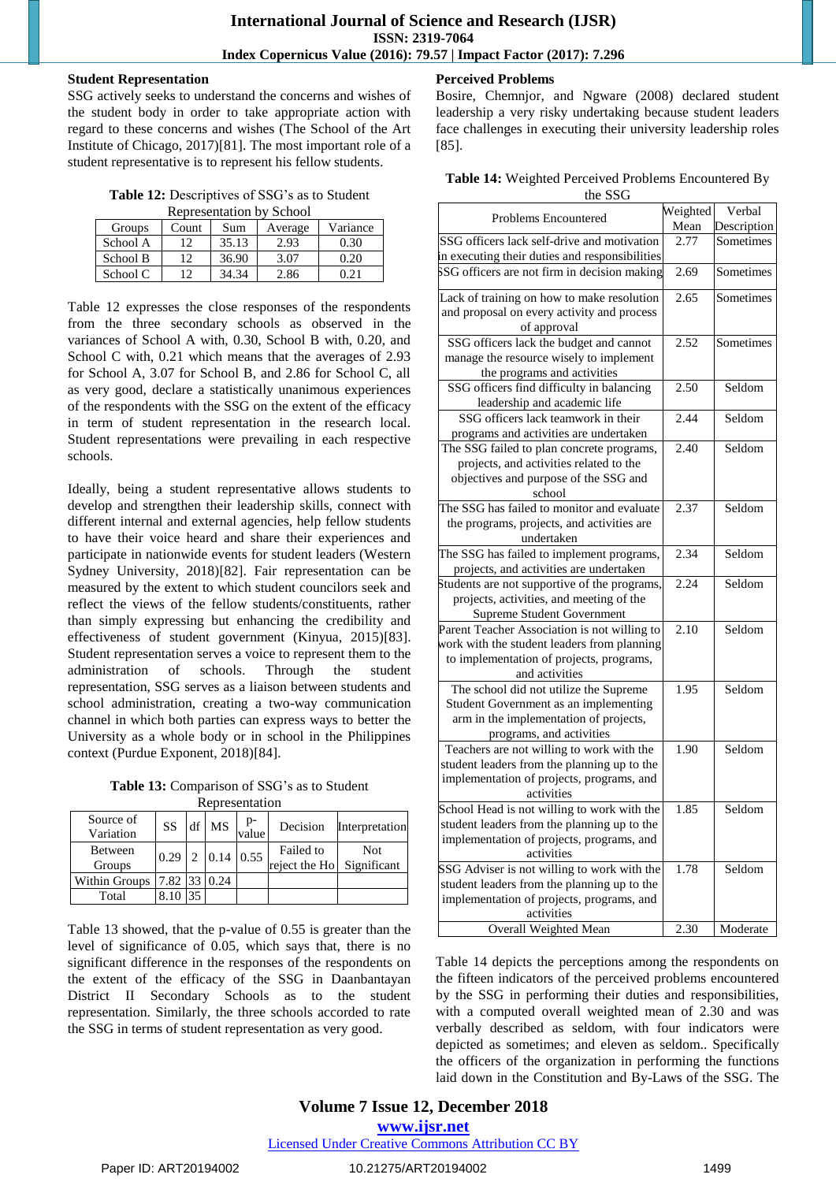**Student Representation**

SSG actively seeks to understand the concerns and wishes of the student body in order to take appropriate action with regard to these concerns and wishes (The School of the Art Institute of Chicago, 2017)[81]. The most important role of a student representative is to represent his fellow students.

**Table 12:** Descriptives of SSG's as to Student Representation by School

| Groups | Count | Sum | Average | Variance |
|---|---|---|---|---|
| School A | 12 | 35.13 | 2.93 | 0.30 |
| School B | 12 | 36.90 | 3.07 | 0.20 |
| School C | 12 | 34.34 | 2.86 | 0.21 |

Table 12 expresses the close responses of the respondents from the three secondary schools as observed in the variances of School A with, 0.30, School B with, 0.20, and School C with, 0.21 which means that the averages of 2.93 for School A, 3.07 for School B, and 2.86 for School C, all as very good, declare a statistically unanimous experiences of the respondents with the SSG on the extent of the efficacy in term of student representation in the research local. Student representations were prevailing in each respective schools.

Ideally, being a student representative allows students to develop and strengthen their leadership skills, connect with different internal and external agencies, help fellow students to have their voice heard and share their experiences and participate in nationwide events for student leaders (Western Sydney University, 2018)[82]. Fair representation can be measured by the extent to which student councilors seek and reflect the views of the fellow students/constituents, rather than simply expressing but enhancing the credibility and effectiveness of student government (Kinyua, 2015)[83]. Student representation serves a voice to represent them to the administration of schools. Through the student representation, SSG serves as a liaison between students and school administration, creating a two-way communication channel in which both parties can express ways to better the University as a whole body or in school in the Philippines context (Purdue Exponent, 2018)[84].

**Table 13:** Comparison of SSG's as to Student Representation

| Source of Variation | SS | df | MS | p-value | Decision | Interpretation |
|---|---|---|---|---|---|---|
| Between Groups | 0.29 | 2 | 0.14 | 0.55 | Failed to reject the Ho | Not Significant |
| Within Groups | 7.82 | 33 | 0.24 | | | |
| Total | 8.10 | 35 | | | | |

Table 13 showed, that the p-value of 0.55 is greater than the level of significance of 0.05, which says that, there is no significant difference in the responses of the respondents on the extent of the efficacy of the SSG in Daanbantayan District II Secondary Schools as to the student representation. Similarly, the three schools accorded to rate the SSG in terms of student representation as very good.

**Perceived Problems**

Bosire, Chemnjor, and Ngware (2008) declared student leadership a very risky undertaking because student leaders face challenges in executing their university leadership roles [85].

**Table 14:** Weighted Perceived Problems Encountered By the SSG

| Problems Encountered | Weighted Mean | Verbal Description |
|---|---|---|
| SSG officers lack self-drive and motivation in executing their duties and responsibilities | 2.77 | Sometimes |
| SSG officers are not firm in decision making | 2.69 | Sometimes |
| Lack of training on how to make resolution and proposal on every activity and process of approval | 2.65 | Sometimes |
| SSG officers lack the budget and cannot manage the resource wisely to implement the programs and activities | 2.52 | Sometimes |
| SSG officers find difficulty in balancing leadership and academic life | 2.50 | Seldom |
| SSG officers lack teamwork in their programs and activities are undertaken | 2.44 | Seldom |
| The SSG failed to plan concrete programs, projects, and activities related to the objectives and purpose of the SSG and school | 2.40 | Seldom |
| The SSG has failed to monitor and evaluate the programs, projects, and activities are undertaken | 2.37 | Seldom |
| The SSG has failed to implement programs, projects, and activities are undertaken | 2.34 | Seldom |
| Students are not supportive of the programs, projects, activities, and meeting of the Supreme Student Government | 2.24 | Seldom |
| Parent Teacher Association is not willing to work with the student leaders from planning to implementation of projects, programs, and activities | 2.10 | Seldom |
| The school did not utilize the Supreme Student Government as an implementing arm in the implementation of projects, programs, and activities | 1.95 | Seldom |
| Teachers are not willing to work with the student leaders from the planning up to the implementation of projects, programs, and activities | 1.90 | Seldom |
| School Head is not willing to work with the student leaders from the planning up to the implementation of projects, programs, and activities | 1.85 | Seldom |
| SSG Adviser is not willing to work with the student leaders from the planning up to the implementation of projects, programs, and activities | 1.78 | Seldom |
| Overall Weighted Mean | 2.30 | Moderate |

Table 14 depicts the perceptions among the respondents on the fifteen indicators of the perceived problems encountered by the SSG in performing their duties and responsibilities, with a computed overall weighted mean of 2.30 and was verbally described as seldom, with four indicators were depicted as sometimes; and eleven as seldom.. Specifically the officers of the organization in performing the functions laid down in the Constitution and By-Laws of the SSG. The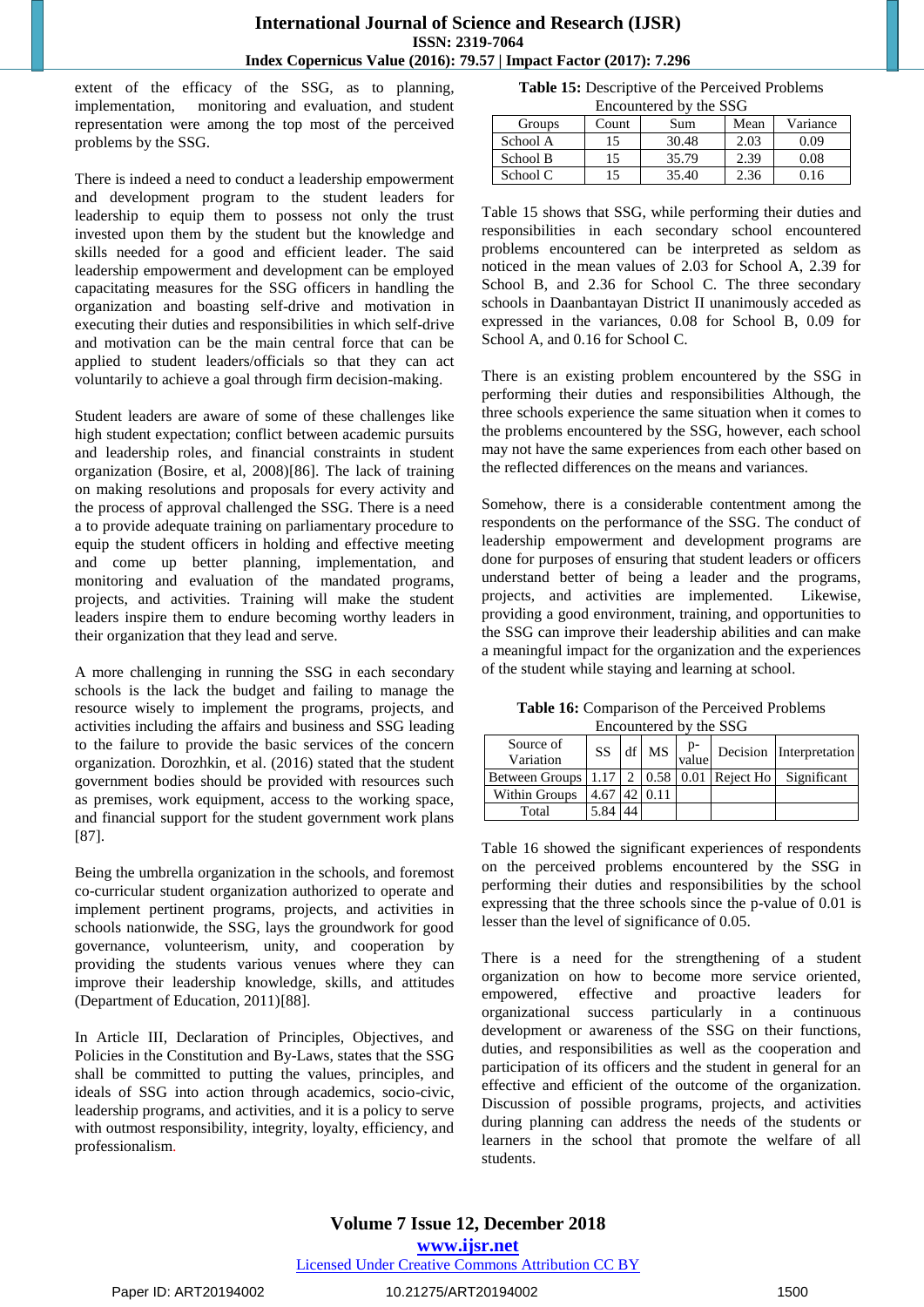extent of the efficacy of the SSG, as to planning, implementation, monitoring and evaluation, and student representation were among the top most of the perceived problems by the SSG.

There is indeed a need to conduct a leadership empowerment and development program to the student leaders for leadership to equip them to possess not only the trust invested upon them by the student but the knowledge and skills needed for a good and efficient leader. The said leadership empowerment and development can be employed capacitating measures for the SSG officers in handling the organization and boasting self-drive and motivation in executing their duties and responsibilities in which self-drive and motivation can be the main central force that can be applied to student leaders/officials so that they can act voluntarily to achieve a goal through firm decision-making.

Student leaders are aware of some of these challenges like high student expectation; conflict between academic pursuits and leadership roles, and financial constraints in student organization (Bosire, et al, 2008)[86]. The lack of training on making resolutions and proposals for every activity and the process of approval challenged the SSG. There is a need a to provide adequate training on parliamentary procedure to equip the student officers in holding and effective meeting and come up better planning, implementation, and monitoring and evaluation of the mandated programs, projects, and activities. Training will make the student leaders inspire them to endure becoming worthy leaders in their organization that they lead and serve.

A more challenging in running the SSG in each secondary schools is the lack the budget and failing to manage the resource wisely to implement the programs, projects, and activities including the affairs and business and SSG leading to the failure to provide the basic services of the concern organization. Dorozhkin, et al. (2016) stated that the student government bodies should be provided with resources such as premises, work equipment, access to the working space, and financial support for the student government work plans [87].

Being the umbrella organization in the schools, and foremost co-curricular student organization authorized to operate and implement pertinent programs, projects, and activities in schools nationwide, the SSG, lays the groundwork for good governance, volunteerism, unity, and cooperation by providing the students various venues where they can improve their leadership knowledge, skills, and attitudes (Department of Education, 2011)[88].

In Article III, Declaration of Principles, Objectives, and Policies in the Constitution and By-Laws, states that the SSG shall be committed to putting the values, principles, and ideals of SSG into action through academics, socio-civic, leadership programs, and activities, and it is a policy to serve with outmost responsibility, integrity, loyalty, efficiency, and professionalism.

**Table 15:** Descriptive of the Perceived Problems Encountered by the SSG

| Groups | Count | Sum | Mean | Variance |
|---|---|---|---|---|
| School A | 15 | 30.48 | 2.03 | 0.09 |
| School B | 15 | 35.79 | 2.39 | 0.08 |
| School C | 15 | 35.40 | 2.36 | 0.16 |

Table 15 shows that SSG, while performing their duties and responsibilities in each secondary school encountered problems encountered can be interpreted as seldom as noticed in the mean values of 2.03 for School A, 2.39 for School B, and 2.36 for School C. The three secondary schools in Daanbantayan District II unanimously acceded as expressed in the variances, 0.08 for School B, 0.09 for School A, and 0.16 for School C.

There is an existing problem encountered by the SSG in performing their duties and responsibilities Although, the three schools experience the same situation when it comes to the problems encountered by the SSG, however, each school may not have the same experiences from each other based on the reflected differences on the means and variances.

Somehow, there is a considerable contentment among the respondents on the performance of the SSG. The conduct of leadership empowerment and development programs are done for purposes of ensuring that student leaders or officers understand better of being a leader and the programs, projects, and activities are implemented. Likewise, providing a good environment, training, and opportunities to the SSG can improve their leadership abilities and can make a meaningful impact for the organization and the experiences of the student while staying and learning at school.

**Table 16:** Comparison of the Perceived Problems Encountered by the SSG

| Source of Variation | SS | df | MS | p-value | Decision | Interpretation |
|---|---|---|---|---|---|---|
| Between Groups | 1.17 | 2 | 0.58 | 0.01 | Reject Ho | Significant |
| Within Groups | 4.67 | 42 | 0.11 | | | |
| Total | 5.84 | 44 | | | | |

Table 16 showed the significant experiences of respondents on the perceived problems encountered by the SSG in performing their duties and responsibilities by the school expressing that the three schools since the p-value of 0.01 is lesser than the level of significance of 0.05.

There is a need for the strengthening of a student organization on how to become more service oriented, empowered, effective and proactive leaders for organizational success particularly in a continuous development or awareness of the SSG on their functions, duties, and responsibilities as well as the cooperation and participation of its officers and the student in general for an effective and efficient of the outcome of the organization. Discussion of possible programs, projects, and activities during planning can address the needs of the students or learners in the school that promote the welfare of all students.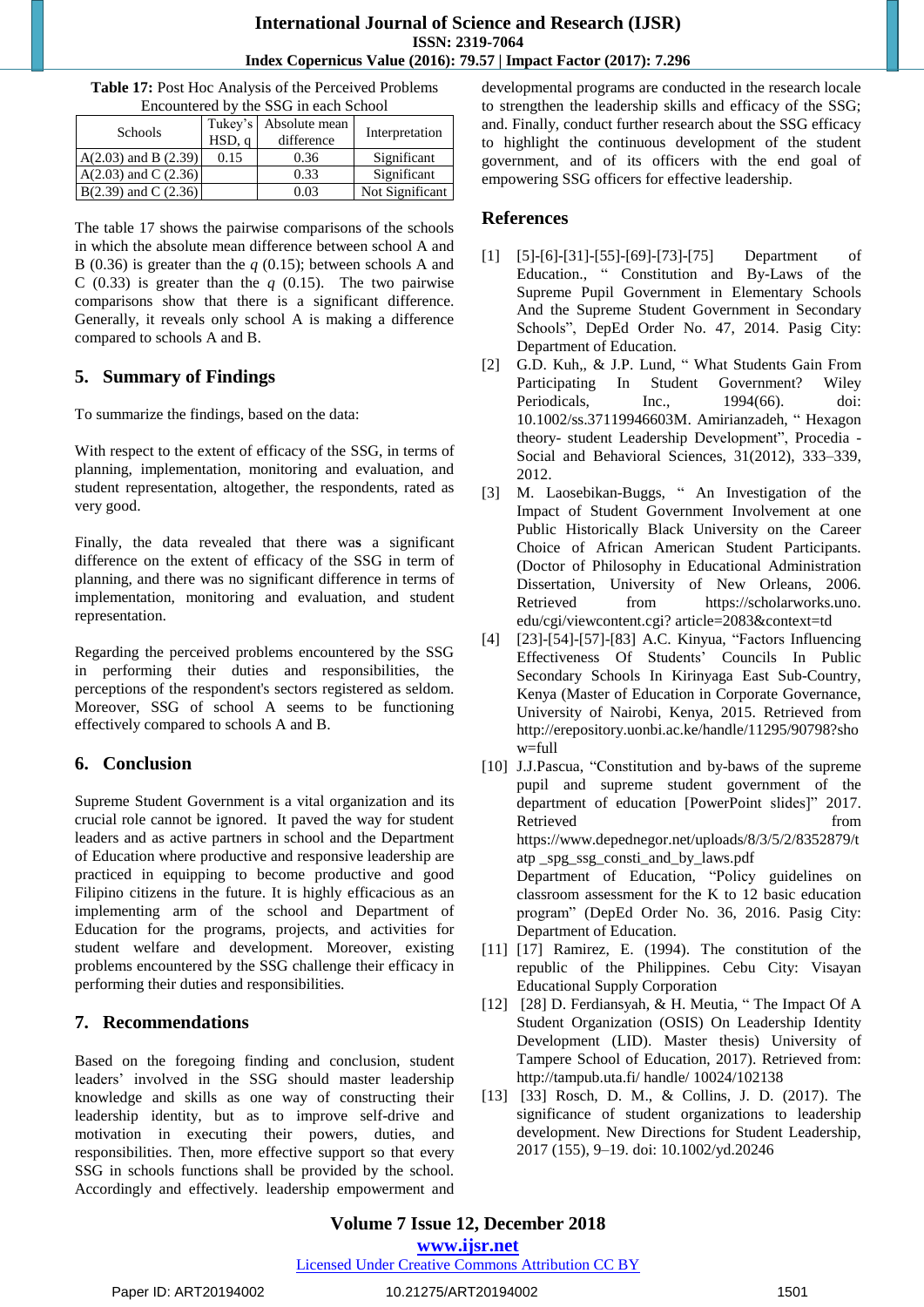**Table 17:** Post Hoc Analysis of the Perceived Problems Encountered by the SSG in each School

| Schools | Tukey's HSD, q | Absolute mean difference | Interpretation |
|---|---|---|---|
| A(2.03) and B (2.39) | 0.15 | 0.36 | Significant |
| A(2.03) and C (2.36) | | 0.33 | Significant |
| B(2.39) and C (2.36) | | 0.03 | Not Significant |

The table 17 shows the pairwise comparisons of the schools in which the absolute mean difference between school A and B (0.36) is greater than the *q* (0.15); between schools A and C (0.33) is greater than the *q* (0.15). The two pairwise comparisons show that there is a significant difference. Generally, it reveals only school A is making a difference compared to schools A and B.

## 5. Summary of Findings

To summarize the findings, based on the data:

With respect to the extent of efficacy of the SSG, in terms of planning, implementation, monitoring and evaluation, and student representation, altogether, the respondents, rated as very good.

Finally, the data revealed that there wa**s** a significant difference on the extent of efficacy of the SSG in term of planning, and there was no significant difference in terms of implementation, monitoring and evaluation, and student representation.

Regarding the perceived problems encountered by the SSG in performing their duties and responsibilities, the perceptions of the respondent's sectors registered as seldom. Moreover, SSG of school A seems to be functioning effectively compared to schools A and B.

## 6. Conclusion

Supreme Student Government is a vital organization and its crucial role cannot be ignored. It paved the way for student leaders and as active partners in school and the Department of Education where productive and responsive leadership are practiced in equipping to become productive and good Filipino citizens in the future. It is highly efficacious as an implementing arm of the school and Department of Education for the programs, projects, and activities for student welfare and development. Moreover, existing problems encountered by the SSG challenge their efficacy in performing their duties and responsibilities.

## 7. Recommendations

Based on the foregoing finding and conclusion, student leaders' involved in the SSG should master leadership knowledge and skills as one way of constructing their leadership identity, but as to improve self-drive and motivation in executing their powers, duties, and responsibilities. Then, more effective support so that every SSG in schools functions shall be provided by the school. Accordingly and effectively. leadership empowerment and developmental programs are conducted in the research locale to strengthen the leadership skills and efficacy of the SSG; and. Finally, conduct further research about the SSG efficacy to highlight the continuous development of the student government, and of its officers with the end goal of empowering SSG officers for effective leadership.

## References

[1] [5]-[6]-[31]-[55]-[69]-[73]-[75] Department of Education., " Constitution and By-Laws of the Supreme Pupil Government in Elementary Schools And the Supreme Student Government in Secondary Schools", DepEd Order No. 47, 2014. Pasig City: Department of Education.

[2] G.D. Kuh,, & J.P. Lund, " What Students Gain From Participating In Student Government? Wiley Periodicals, Inc., 1994(66). doi: 10.1002/ss.37119946603M. Amirianzadeh, " Hexagon theory- student Leadership Development", Procedia - Social and Behavioral Sciences, 31(2012), 333–339, 2012.

[3] M. Laosebikan-Buggs, " An Investigation of the Impact of Student Government Involvement at one Public Historically Black University on the Career Choice of African American Student Participants. (Doctor of Philosophy in Educational Administration Dissertation, University of New Orleans, 2006. Retrieved from https://scholarworks.uno.edu/cgi/viewcontent.cgi? article=2083&context=td

[4] [23]-[54]-[57]-[83] A.C. Kinyua, "Factors Influencing Effectiveness Of Students' Councils In Public Secondary Schools In Kirinyaga East Sub-Country, Kenya (Master of Education in Corporate Governance, University of Nairobi, Kenya, 2015. Retrieved from http://erepository.uonbi.ac.ke/handle/11295/90798?show=full

[10] J.J.Pascua, "Constitution and by-baws of the supreme pupil and supreme student government of the department of education [PowerPoint slides]" 2017. Retrieved from https://www.depednegor.net/uploads/8/3/5/2/8352879/tatp _spg_ssg_consti_and_by_laws.pdf
Department of Education, "Policy guidelines on classroom assessment for the K to 12 basic education program" (DepEd Order No. 36, 2016. Pasig City: Department of Education.

[11] [17] Ramirez, E. (1994). The constitution of the republic of the Philippines. Cebu City: Visayan Educational Supply Corporation

[12] [28] D. Ferdiansyah, & H. Meutia, " The Impact Of A Student Organization (OSIS) On Leadership Identity Development (LID). Master thesis) University of Tampere School of Education, 2017). Retrieved from: http://tampub.uta.fi/ handle/ 10024/102138

[13] [33] Rosch, D. M., & Collins, J. D. (2017). The significance of student organizations to leadership development. New Directions for Student Leadership, 2017 (155), 9–19. doi: 10.1002/yd.20246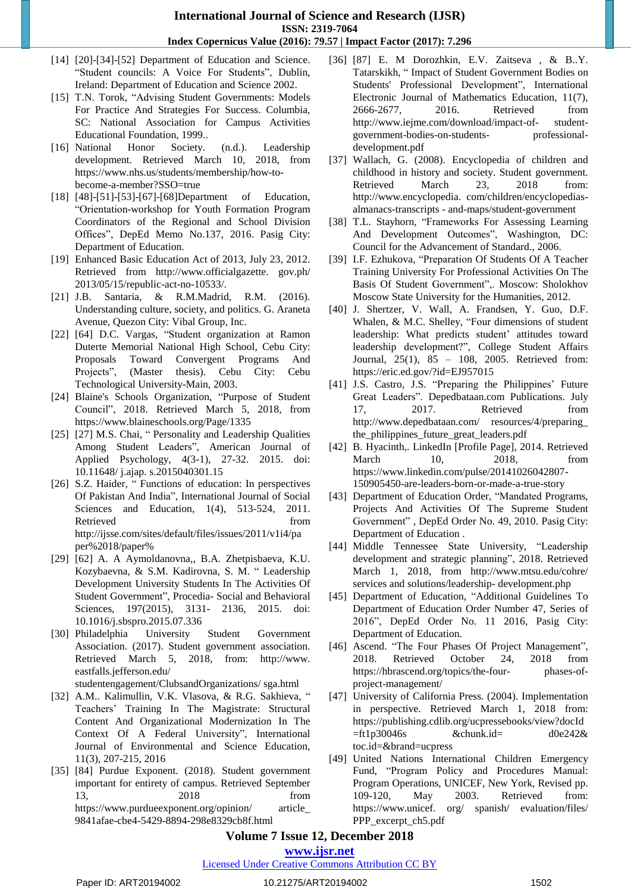[14] [20]-[34]-[52] Department of Education and Science. "Student councils: A Voice For Students", Dublin, Ireland: Department of Education and Science 2002.

[15] T.N. Torok, "Advising Student Governments: Models For Practice And Strategies For Success. Columbia, SC: National Association for Campus Activities Educational Foundation, 1999..

[16] National Honor Society. (n.d.). Leadership development. Retrieved March 10, 2018, from https://www.nhs.us/students/membership/how-to-become-a-member?SSO=true

[18] [48]-[51]-[53]-[67]-[68]Department of Education, "Orientation-workshop for Youth Formation Program Coordinators of the Regional and School Division Offices", DepEd Memo No.137, 2016. Pasig City: Department of Education.

[19] Enhanced Basic Education Act of 2013, July 23, 2012. Retrieved from http://www.officialgazette. gov.ph/ 2013/05/15/republic-act-no-10533/.

[21] J.B. Santaria, & R.M.Madrid, R.M. (2016). Understanding culture, society, and politics. G. Araneta Avenue, Quezon City: Vibal Group, Inc.

[22] [64] D.C. Vargas, "Student organization at Ramon Duterte Memorial National High School, Cebu City: Proposals Toward Convergent Programs And Projects", (Master thesis). Cebu City: Cebu Technological University-Main, 2003.

[24] Blaine's Schools Organization, "Purpose of Student Council", 2018. Retrieved March 5, 2018, from https://www.blaineschools.org/Page/1335

[25] [27] M.S. Chai, " Personality and Leadership Qualities Among Student Leaders", American Journal of Applied Psychology, 4(3-1), 27-32. 2015. doi: 10.11648/ j.ajap. s.2015040301.15

[26] S.Z. Haider, " Functions of education: In perspectives Of Pakistan And India", International Journal of Social Sciences and Education, 1(4), 513-524, 2011. Retrieved from http://ijsse.com/sites/default/files/issues/2011/v1i4/paper%2018/paper%

[29] [62] A. A Aymoldanovna,, B.A. Zhetpisbaeva, K.U. Kozybaevna, & S.M. Kadirovna, S. M. " Leadership Development University Students In The Activities Of Student Government", Procedia- Social and Behavioral Sciences, 197(2015), 3131- 2136, 2015. doi: 10.1016/j.sbspro.2015.07.336

[30] Philadelphia University Student Government Association. (2017). Student government association. Retrieved March 5, 2018, from: http://www. eastfalls.jefferson.edu/ studentengagement/ClubsandOrganizations/ sga.html

[32] A.M.. Kalimullin, V.K. Vlasova, & R.G. Sakhieva, " Teachers' Training In The Magistrate: Structural Content And Organizational Modernization In The Context Of A Federal University", International Journal of Environmental and Science Education, 11(3), 207-215, 2016

[35] [84] Purdue Exponent. (2018). Student government important for entirety of campus. Retrieved September 13, 2018 from https://www.purdueexponent.org/opinion/ article_9841afae-cbe4-5429-8894-298e8329cb8f.html

[36] [87] E. M Dorozhkin, E.V. Zaitseva , & B..Y. Tatarskikh, " Impact of Student Government Bodies on Students' Professional Development", International Electronic Journal of Mathematics Education, 11(7), 2666-2677, 2016. Retrieved from http://www.iejme.com/download/impact-of- student-government-bodies-on-students- professional-development.pdf

[37] Wallach, G. (2008). Encyclopedia of children and childhood in history and society. Student government. Retrieved March 23, 2018 from: http://www.encyclopedia. com/children/encyclopedias-almanacs-transcripts - and-maps/student-government

[38] T.L. Stayhorn, "Frameworks For Assessing Learning And Development Outcomes", Washington, DC: Council for the Advancement of Standard., 2006.

[39] I.F. Ezhukova, "Preparation Of Students Of A Teacher Training University For Professional Activities On The Basis Of Student Government",. Moscow: Sholokhov Moscow State University for the Humanities, 2012.

[40] J. Shertzer, V. Wall, A. Frandsen, Y. Guo, D.F. Whalen, & M.C. Shelley, "Four dimensions of student leadership: What predicts student' attitudes toward leadership development?", College Student Affairs Journal, 25(1), 85 – 108, 2005. Retrieved from: https://eric.ed.gov/?id=EJ957015

[41] J.S. Castro, J.S. "Preparing the Philippines' Future Great Leaders". Depedbataan.com Publications. July 17, 2017. Retrieved from http://www.depedbataan.com/ resources/4/preparing_the_philippines_future_great_leaders.pdf

[42] B. Hyacinth,. LinkedIn [Profile Page], 2014. Retrieved March 10, 2018, from https://www.linkedin.com/pulse/20141026042807-150905450-are-leaders-born-or-made-a-true-story

[43] Department of Education Order, "Mandated Programs, Projects And Activities Of The Supreme Student Government" , DepEd Order No. 49, 2010. Pasig City: Department of Education .

[44] Middle Tennessee State University, "Leadership development and strategic planning", 2018. Retrieved March 1, 2018, from http://www.mtsu.edu/cohre/ services and solutions/leadership- development.php

[45] Department of Education, "Additional Guidelines To Department of Education Order Number 47, Series of 2016", DepEd Order No. 11 2016, Pasig City: Department of Education.

[46] Ascend. "The Four Phases Of Project Management", 2018. Retrieved October 24, 2018 from https://hbrascend.org/topics/the-four- phases-of-project-management/

[47] University of California Press. (2004). Implementation in perspective. Retrieved March 1, 2018 from: https://publishing.cdlib.org/ucpressebooks/view?docId =ft1p30046s &chunk.id= d0e242& toc.id=&brand=ucpress

[49] United Nations International Children Emergency Fund, "Program Policy and Procedures Manual: Program Operations, UNICEF, New York, Revised pp. 109-120, May 2003. Retrieved from: https://www.unicef. org/ spanish/ evaluation/files/ PPP_excerpt_ch5.pdf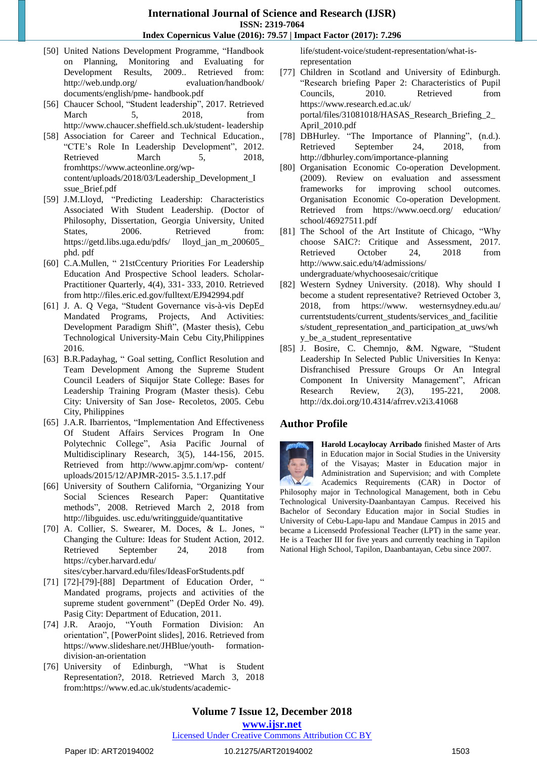[50] United Nations Development Programme, "Handbook on Planning, Monitoring and Evaluating for Development Results, 2009.. Retrieved from: http://web.undp.org/ evaluation/handbook/ documents/english/pme- handbook.pdf

[56] Chaucer School, "Student leadership", 2017. Retrieved March 5, 2018, from http://www.chaucer.sheffield.sch.uk/student- leadership

[58] Association for Career and Technical Education., "CTE's Role In Leadership Development", 2012. Retrieved March 5, 2018, fromhttps://www.acteonline.org/wp-content/uploads/2018/03/Leadership_Development_Issue_Brief.pdf

[59] J.M.Lloyd, "Predicting Leadership: Characteristics Associated With Student Leadership. (Doctor of Philosophy, Dissertation, Georgia University, United States, 2006. Retrieved from: https://getd.libs.uga.edu/pdfs/ lloyd_jan_m_200605_phd. pdf

[60] C.A.Mullen, " 21stCcentury Priorities For Leadership Education And Prospective School leaders. Scholar-Practitioner Quarterly, 4(4), 331- 333, 2010. Retrieved from http://files.eric.ed.gov/fulltext/EJ942994.pdf

[61] J. A. Q Vega, "Student Governance vis-à-vis DepEd Mandated Programs, Projects, And Activities: Development Paradigm Shift", (Master thesis), Cebu Technological University-Main Cebu City,Philippines 2016.

[63] B.R.Padayhag, " Goal setting, Conflict Resolution and Team Development Among the Supreme Student Council Leaders of Siquijor State College: Bases for Leadership Training Program (Master thesis). Cebu City: University of San Jose- Recoletos, 2005. Cebu City, Philippines

[65] J.A.R. Ibarrientos, "Implementation And Effectiveness Of Student Affairs Services Program In One Polytechnic College", Asia Pacific Journal of Multidisciplinary Research, 3(5), 144-156, 2015. Retrieved from http://www.apjmr.com/wp- content/ uploads/2015/12/APJMR-2015- 3.5.1.17.pdf

[66] University of Southern California, "Organizing Your Social Sciences Research Paper: Quantitative methods", 2008. Retrieved March 2, 2018 from http://libguides. usc.edu/writingguide/quantitative

[70] A. Collier, S. Swearer, M. Doces, & L. Jones, " Changing the Culture: Ideas for Student Action, 2012. Retrieved September 24, 2018 from https://cyber.harvard.edu/ sites/cyber.harvard.edu/files/IdeasForStudents.pdf

[71] [72]-[79]-[88] Department of Education Order, " Mandated programs, projects and activities of the supreme student government" (DepEd Order No. 49). Pasig City: Department of Education, 2011.

[74] J.R. Araojo, "Youth Formation Division: An orientation", [PowerPoint slides], 2016. Retrieved from https://www.slideshare.net/JHBlue/youth- formation-division-an-orientation

[76] University of Edinburgh, "What is Student Representation?, 2018. Retrieved March 3, 2018 from:https://www.ed.ac.uk/students/academic-life/student-voice/student-representation/what-is-representation

[77] Children in Scotland and University of Edinburgh. "Research briefing Paper 2: Characteristics of Pupil Councils, 2010. Retrieved from https://www.research.ed.ac.uk/ portal/files/31081018/HASAS_Research_Briefing_2_April_2010.pdf

[78] DBHurley. "The Importance of Planning", (n.d.). Retrieved September 24, 2018, from http://dbhurley.com/importance-planning

[80] Organisation Economic Co-operation Development. (2009). Review on evaluation and assessment frameworks for improving school outcomes. Organisation Economic Co-operation Development. Retrieved from https://www.oecd.org/ education/ school/46927511.pdf

[81] The School of the Art Institute of Chicago, "Why choose SAIC?: Critique and Assessment, 2017. Retrieved October 24, 2018 from http://www.saic.edu/t4/admissions/ undergraduate/whychoosesaic/critique

[82] Western Sydney University. (2018). Why should I become a student representative? Retrieved October 3, 2018, from https://www. westernsydney.edu.au/ currentstudents/current_students/services_and_facilities/student_representation_and_participation_at_uws/why_be_a_student_representative

[85] J. Bosire, C. Chemnjo, &M. Ngware, "Student Leadership In Selected Public Universities In Kenya: Disfranchised Pressure Groups Or An Integral Component In University Management", African Research Review, 2(3), 195-221, 2008. http://dx.doi.org/10.4314/afrrev.v2i3.41068

## Author Profile

**Harold Locaylocay Arribado** finished Master of Arts in Education major in Social Studies in the University of the Visayas; Master in Education major in Administration and Supervision; and with Complete Academics Requirements (CAR) in Doctor of Philosophy major in Technological Management, both in Cebu Technological University-Daanbantayan Campus. Received his Bachelor of Secondary Education major in Social Studies in University of Cebu-Lapu-lapu and Mandaue Campus in 2015 and became a Licensedd Professional Teacher (LPT) in the same year. He is a Teacher III for five years and currently teaching in Tapilon National High School, Tapilon, Daanbantayan, Cebu since 2007.